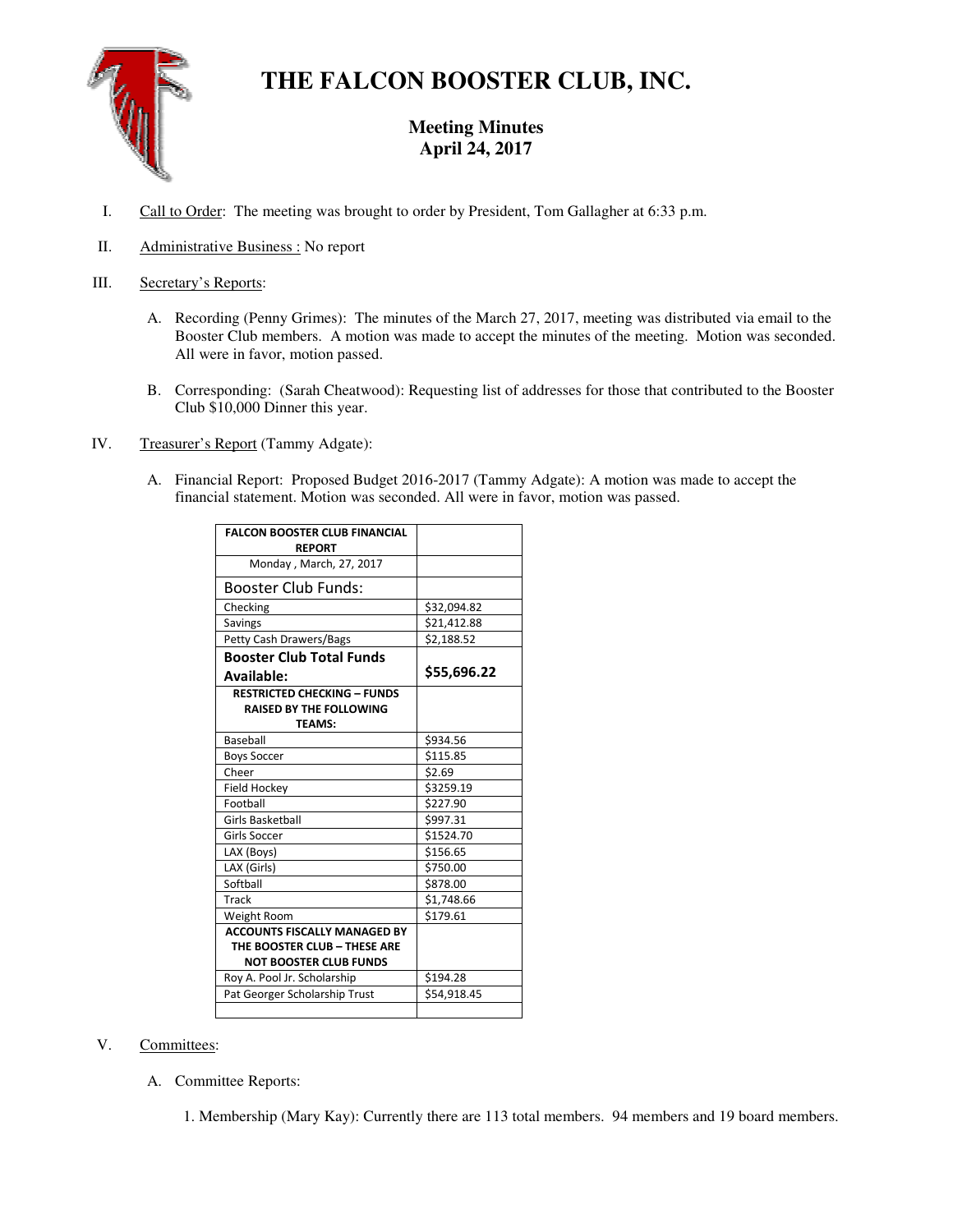# THE FALCON BOOSTER CLUB, INC.

## Meeting Minutes
## April 24, 2017

I. Call to Order: The meeting was brought to order by President, Tom Gallagher at 6:33 p.m.

II. Administrative Business : No report

III. Secretary's Reports:

   A. Recording (Penny Grimes): The minutes of the March 27, 2017, meeting was distributed via email to the Booster Club members. A motion was made to accept the minutes of the meeting. Motion was seconded. All were in favor, motion passed.

   B. Corresponding: (Sarah Cheatwood): Requesting list of addresses for those that contributed to the Booster Club $10,000 Dinner this year.

IV. Treasurer's Report (Tammy Adgate):

   A. Financial Report: Proposed Budget 2016-2017 (Tammy Adgate): A motion was made to accept the financial statement. Motion was seconded. All were in favor, motion was passed.

| **FALCON BOOSTER CLUB FINANCIAL REPORT** | |
|---|---|
| Monday , March, 27, 2017 | |
| Booster Club Funds: | |
| Checking | $32,094.82 |
| Savings | $21,412.88 |
| Petty Cash Drawers/Bags | $2,188.52 |
| **Booster Club Total Funds Available:** | **$55,696.22** |
| **RESTRICTED CHECKING – FUNDS RAISED BY THE FOLLOWING TEAMS:** | |
| Baseball | $934.56 |
| Boys Soccer | $115.85 |
| Cheer | $2.69 |
| Field Hockey | $3259.19 |
| Football | $227.90 |
| Girls Basketball | $997.31 |
| Girls Soccer | $1524.70 |
| LAX (Boys) | $156.65 |
| LAX (Girls) | $750.00 |
| Softball | $878.00 |
| Track | $1,748.66 |
| Weight Room | $179.61 |
| **ACCOUNTS FISCALLY MANAGED BY THE BOOSTER CLUB – THESE ARE NOT BOOSTER CLUB FUNDS** | |
| Roy A. Pool Jr. Scholarship | $194.28 |
| Pat Georger Scholarship Trust | $54,918.45 |
| | |

V. Committees:

   A. Committee Reports:

      1. Membership (Mary Kay): Currently there are 113 total members. 94 members and 19 board members.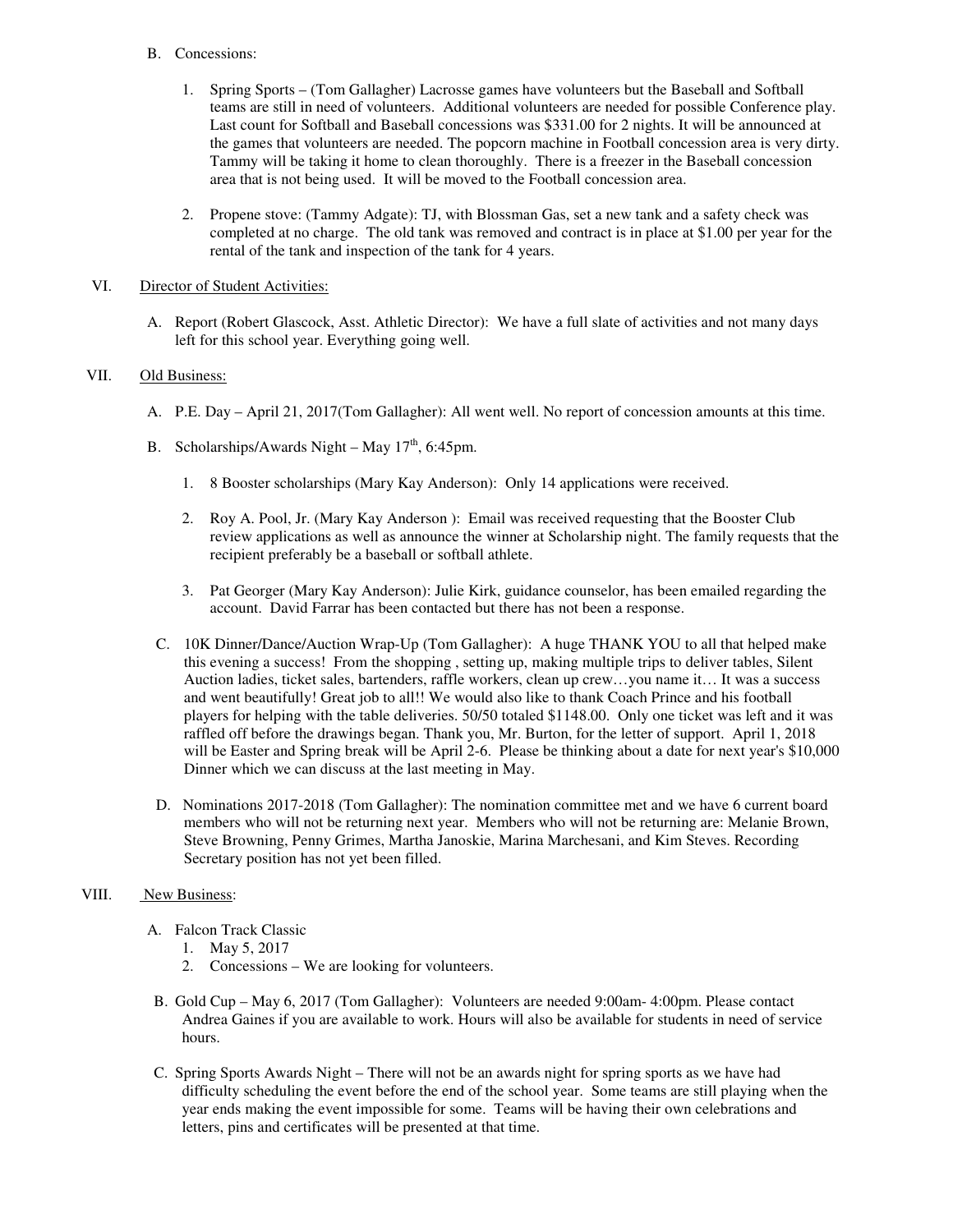B. Concessions:

1. Spring Sports – (Tom Gallagher) Lacrosse games have volunteers but the Baseball and Softball teams are still in need of volunteers. Additional volunteers are needed for possible Conference play. Last count for Softball and Baseball concessions was $331.00 for 2 nights. It will be announced at the games that volunteers are needed. The popcorn machine in Football concession area is very dirty. Tammy will be taking it home to clean thoroughly. There is a freezer in the Baseball concession area that is not being used. It will be moved to the Football concession area.

2. Propene stove: (Tammy Adgate): TJ, with Blossman Gas, set a new tank and a safety check was completed at no charge. The old tank was removed and contract is in place at $1.00 per year for the rental of the tank and inspection of the tank for 4 years.

VI. <u>Director of Student Activities:</u>

A. Report (Robert Glascock, Asst. Athletic Director): We have a full slate of activities and not many days left for this school year. Everything going well.

VII. <u>Old Business:</u>

A. P.E. Day – April 21, 2017(Tom Gallagher): All went well. No report of concession amounts at this time.

B. Scholarships/Awards Night – May 17th, 6:45pm.

1. 8 Booster scholarships (Mary Kay Anderson): Only 14 applications were received.

2. Roy A. Pool, Jr. (Mary Kay Anderson ): Email was received requesting that the Booster Club review applications as well as announce the winner at Scholarship night. The family requests that the recipient preferably be a baseball or softball athlete.

3. Pat Georger (Mary Kay Anderson): Julie Kirk, guidance counselor, has been emailed regarding the account. David Farrar has been contacted but there has not been a response.

C. 10K Dinner/Dance/Auction Wrap-Up (Tom Gallagher): A huge THANK YOU to all that helped make this evening a success! From the shopping , setting up, making multiple trips to deliver tables, Silent Auction ladies, ticket sales, bartenders, raffle workers, clean up crew…you name it… It was a success and went beautifully! Great job to all!! We would also like to thank Coach Prince and his football players for helping with the table deliveries. 50/50 totaled $1148.00. Only one ticket was left and it was raffled off before the drawings began. Thank you, Mr. Burton, for the letter of support. April 1, 2018 will be Easter and Spring break will be April 2-6. Please be thinking about a date for next year's $10,000 Dinner which we can discuss at the last meeting in May.

D. Nominations 2017-2018 (Tom Gallagher): The nomination committee met and we have 6 current board members who will not be returning next year. Members who will not be returning are: Melanie Brown, Steve Browning, Penny Grimes, Martha Janoskie, Marina Marchesani, and Kim Steves. Recording Secretary position has not yet been filled.

VIII. <u>New Business</u>:

A. Falcon Track Classic
   1. May 5, 2017
   2. Concessions – We are looking for volunteers.

B. Gold Cup – May 6, 2017 (Tom Gallagher): Volunteers are needed 9:00am- 4:00pm. Please contact Andrea Gaines if you are available to work. Hours will also be available for students in need of service hours.

C. Spring Sports Awards Night – There will not be an awards night for spring sports as we have had difficulty scheduling the event before the end of the school year. Some teams are still playing when the year ends making the event impossible for some. Teams will be having their own celebrations and letters, pins and certificates will be presented at that time.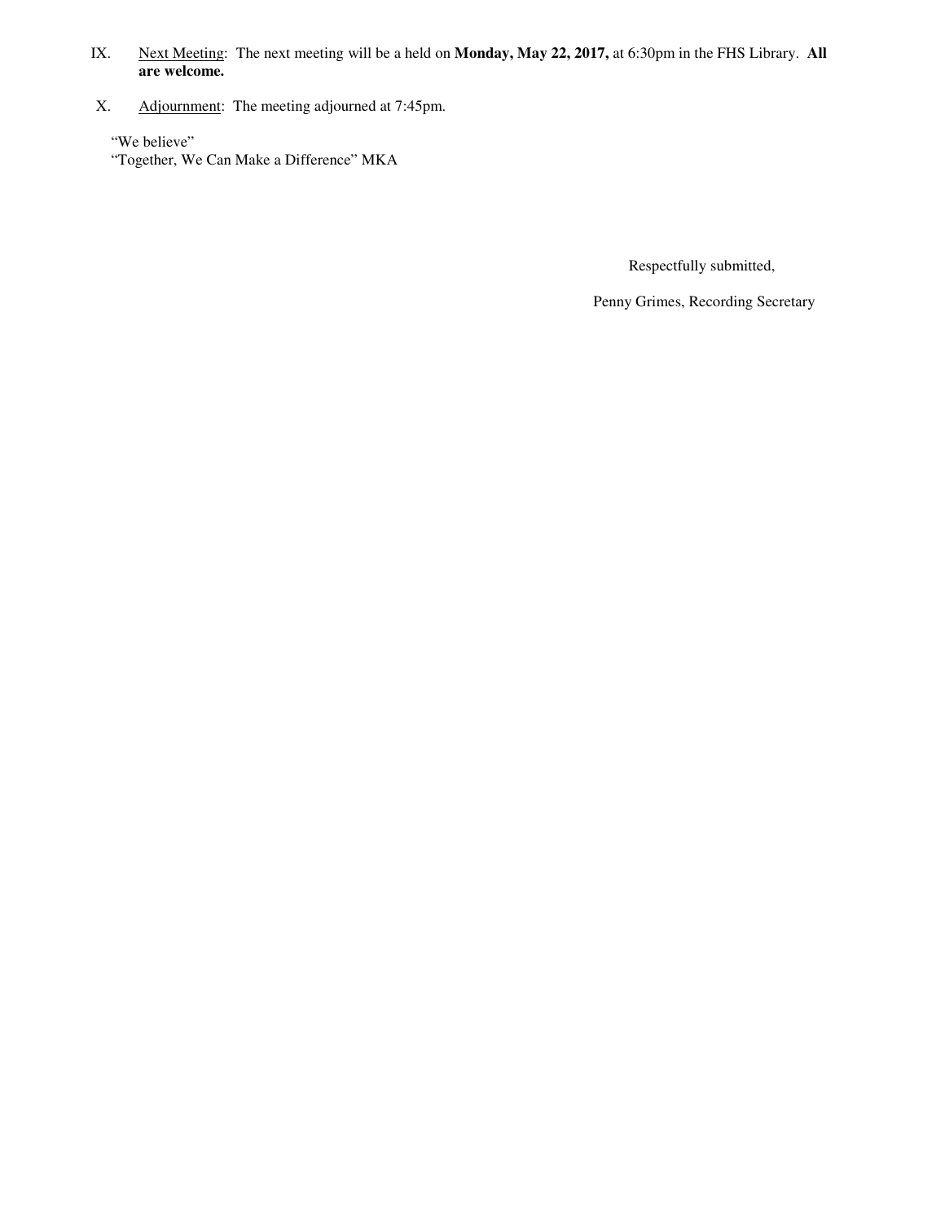IX. Next Meeting: The next meeting will be a held on **Monday, May 22, 2017,** at 6:30pm in the FHS Library. **All are welcome.**

X. Adjournment: The meeting adjourned at 7:45pm.

"We believe"
"Together, We Can Make a Difference" MKA

Respectfully submitted,

Penny Grimes, Recording Secretary